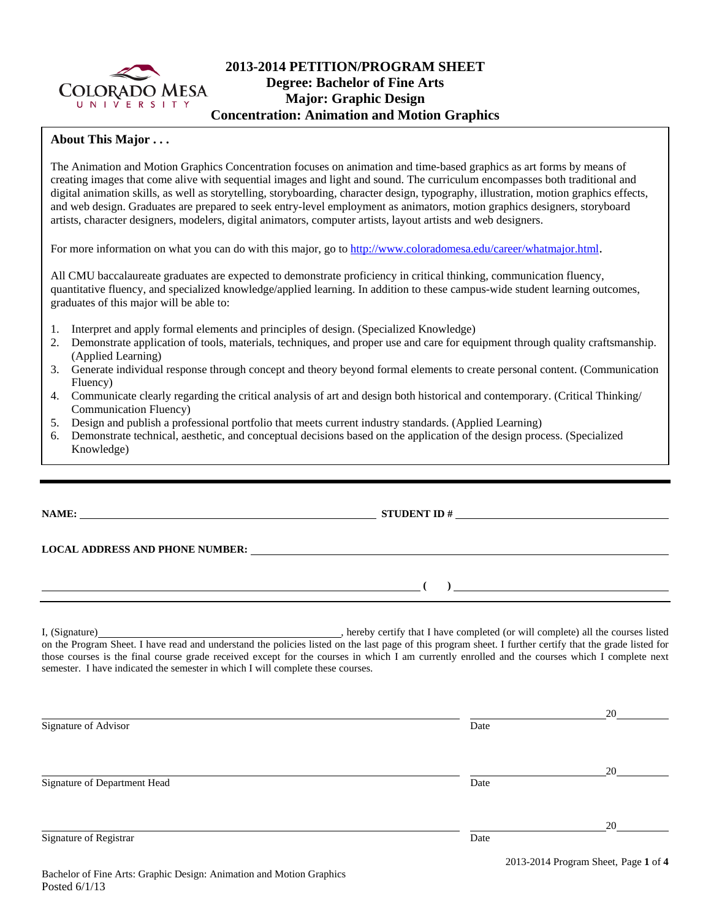# 2013-2014 PETITION/PROGRAM SHEET
## Degree: Bachelor of Fine Arts
## Major: Graphic Design
## Concentration: Animation and Motion Graphics

**About This Major . . .**

The Animation and Motion Graphics Concentration focuses on animation and time-based graphics as art forms by means of creating images that come alive with sequential images and light and sound. The curriculum encompasses both traditional and digital animation skills, as well as storytelling, storyboarding, character design, typography, illustration, motion graphics effects, and web design. Graduates are prepared to seek entry-level employment as animators, motion graphics designers, storyboard artists, character designers, modelers, digital animators, computer artists, layout artists and web designers.

For more information on what you can do with this major, go to http://www.coloradomesa.edu/career/whatmajor.html.

All CMU baccalaureate graduates are expected to demonstrate proficiency in critical thinking, communication fluency, quantitative fluency, and specialized knowledge/applied learning. In addition to these campus-wide student learning outcomes, graduates of this major will be able to:

1. Interpret and apply formal elements and principles of design. (Specialized Knowledge)
2. Demonstrate application of tools, materials, techniques, and proper use and care for equipment through quality craftsmanship. (Applied Learning)
3. Generate individual response through concept and theory beyond formal elements to create personal content. (Communication Fluency)
4. Communicate clearly regarding the critical analysis of art and design both historical and contemporary. (Critical Thinking/ Communication Fluency)
5. Design and publish a professional portfolio that meets current industry standards. (Applied Learning)
6. Demonstrate technical, aesthetic, and conceptual decisions based on the application of the design process. (Specialized Knowledge)

---

**NAME:** ______________________________ **STUDENT ID #** ______________________________

**LOCAL ADDRESS AND PHONE NUMBER:** ______________________________

______________________________ **( )** ______________________________

I, (Signature)______________________________, hereby certify that I have completed (or will complete) all the courses listed on the Program Sheet. I have read and understand the policies listed on the last page of this program sheet. I further certify that the grade listed for those courses is the final course grade received except for the courses in which I am currently enrolled and the courses which I complete next semester. I have indicated the semester in which I will complete these courses.

______________________________ ______________20______
Signature of Advisor Date

______________________________ ______________20______
Signature of Department Head Date

______________________________ ______________20______
Signature of Registrar Date

Bachelor of Fine Arts: Graphic Design: Animation and Motion Graphics
Posted 6/1/13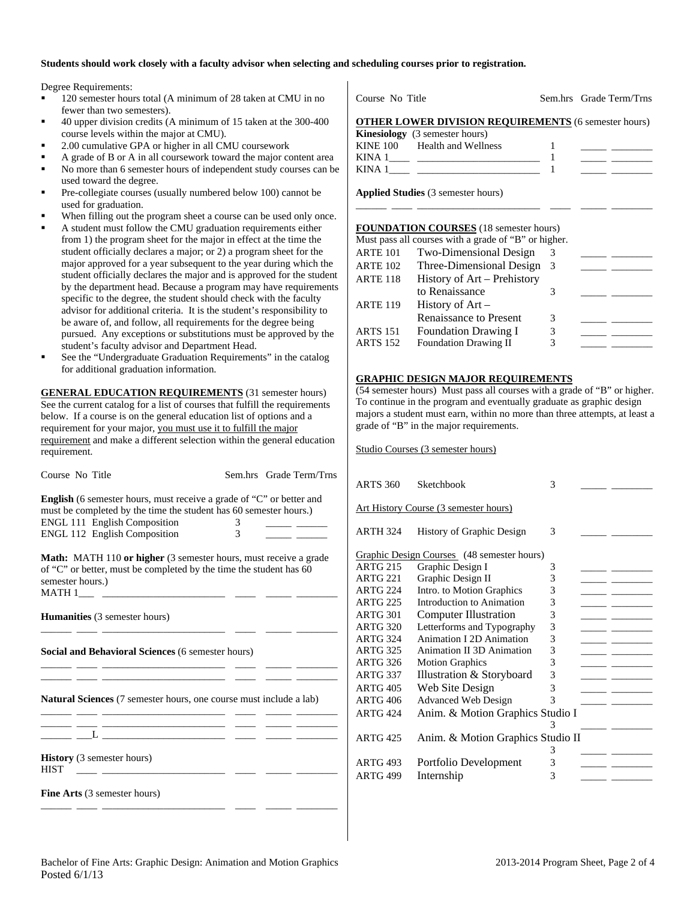**Students should work closely with a faculty advisor when selecting and scheduling courses prior to registration.**

Degree Requirements:

- 120 semester hours total (A minimum of 28 taken at CMU in no fewer than two semesters).
- 40 upper division credits (A minimum of 15 taken at the 300-400 course levels within the major at CMU).
- 2.00 cumulative GPA or higher in all CMU coursework
- A grade of B or A in all coursework toward the major content area
- No more than 6 semester hours of independent study courses can be used toward the degree.
- Pre-collegiate courses (usually numbered below 100) cannot be used for graduation.
- When filling out the program sheet a course can be used only once.
- A student must follow the CMU graduation requirements either from 1) the program sheet for the major in effect at the time the student officially declares a major; or 2) a program sheet for the major approved for a year subsequent to the year during which the student officially declares the major and is approved for the student by the department head. Because a program may have requirements specific to the degree, the student should check with the faculty advisor for additional criteria. It is the student's responsibility to be aware of, and follow, all requirements for the degree being pursued. Any exceptions or substitutions must be approved by the student's faculty advisor and Department Head.
- See the "Undergraduate Graduation Requirements" in the catalog for additional graduation information.

**GENERAL EDUCATION REQUIREMENTS** (31 semester hours) See the current catalog for a list of courses that fulfill the requirements below. If a course is on the general education list of options and a requirement for your major, you must use it to fulfill the major requirement and make a different selection within the general education requirement.

| Course No | Title | Sem.hrs | Grade | Term/Trns |
|---|---|---|---|---|
| **English** (6 semester hours, must receive a grade of "C" or better and must be completed by the time the student has 60 semester hours.) | | | | |
| ENGL 111 | English Composition | 3 | | |
| ENGL 112 | English Composition | 3 | | |
| **Math:** MATH 110 **or higher** (3 semester hours, must receive a grade of "C" or better, must be completed by the time the student has 60 semester hours.) | | | | |
| MATH 1___ | | | | |
| **Humanities** (3 semester hours) | | | | |
| | | | | |
| **Social and Behavioral Sciences** (6 semester hours) | | | | |
| | | | | |
| | | | | |
| **Natural Sciences** (7 semester hours, one course must include a lab) | | | | |
| | | | | |
| | | | | |
| ___L | | | | |
| **History** (3 semester hours) | | | | |
| HIST | | | | |
| **Fine Arts** (3 semester hours) | | | | |
| | | | | |

| Course No | Title | Sem.hrs | Grade | Term/Trns |
|---|---|---|---|---|
| **OTHER LOWER DIVISION REQUIREMENTS** (6 semester hours) | | | | |
| **Kinesiology** (3 semester hours) | | | | |
| KINE 100 | Health and Wellness | 1 | | |
| KINA 1____ | | 1 | | |
| KINA 1____ | | 1 | | |
| **Applied Studies** (3 semester hours) | | | | |
| | | | | |

**FOUNDATION COURSES** (18 semester hours)
Must pass all courses with a grade of "B" or higher.

| Course No | Title | Sem.hrs | Grade | Term/Trns |
|---|---|---|---|---|
| ARTE 101 | Two-Dimensional Design | 3 | | |
| ARTE 102 | Three-Dimensional Design | 3 | | |
| ARTE 118 | History of Art – Prehistory to Renaissance | 3 | | |
| ARTE 119 | History of Art – Renaissance to Present | 3 | | |
| ARTS 151 | Foundation Drawing I | 3 | | |
| ARTS 152 | Foundation Drawing II | 3 | | |

**GRAPHIC DESIGN MAJOR REQUIREMENTS**
(54 semester hours) Must pass all courses with a grade of "B" or higher. To continue in the program and eventually graduate as graphic design majors a student must earn, within no more than three attempts, at least a grade of "B" in the major requirements.

| Course No | Title | Sem.hrs | Grade | Term/Trns |
|---|---|---|---|---|
| Studio Courses (3 semester hours) | | | | |
| ARTS 360 | Sketchbook | 3 | | |
| Art History Course (3 semester hours) | | | | |
| ARTH 324 | History of Graphic Design | 3 | | |
| Graphic Design Courses (48 semester hours) | | | | |
| ARTG 215 | Graphic Design I | 3 | | |
| ARTG 221 | Graphic Design II | 3 | | |
| ARTG 224 | Intro. to Motion Graphics | 3 | | |
| ARTG 225 | Introduction to Animation | 3 | | |
| ARTG 301 | Computer Illustration | 3 | | |
| ARTG 320 | Letterforms and Typography | 3 | | |
| ARTG 324 | Animation I 2D Animation | 3 | | |
| ARTG 325 | Animation II 3D Animation | 3 | | |
| ARTG 326 | Motion Graphics | 3 | | |
| ARTG 337 | Illustration & Storyboard | 3 | | |
| ARTG 405 | Web Site Design | 3 | | |
| ARTG 406 | Advanced Web Design | 3 | | |
| ARTG 424 | Anim. & Motion Graphics Studio I | 3 | | |
| ARTG 425 | Anim. & Motion Graphics Studio II | 3 | | |
| ARTG 493 | Portfolio Development | 3 | | |
| ARTG 499 | Internship | 3 | | |

Bachelor of Fine Arts: Graphic Design: Animation and Motion Graphics
Posted 6/1/13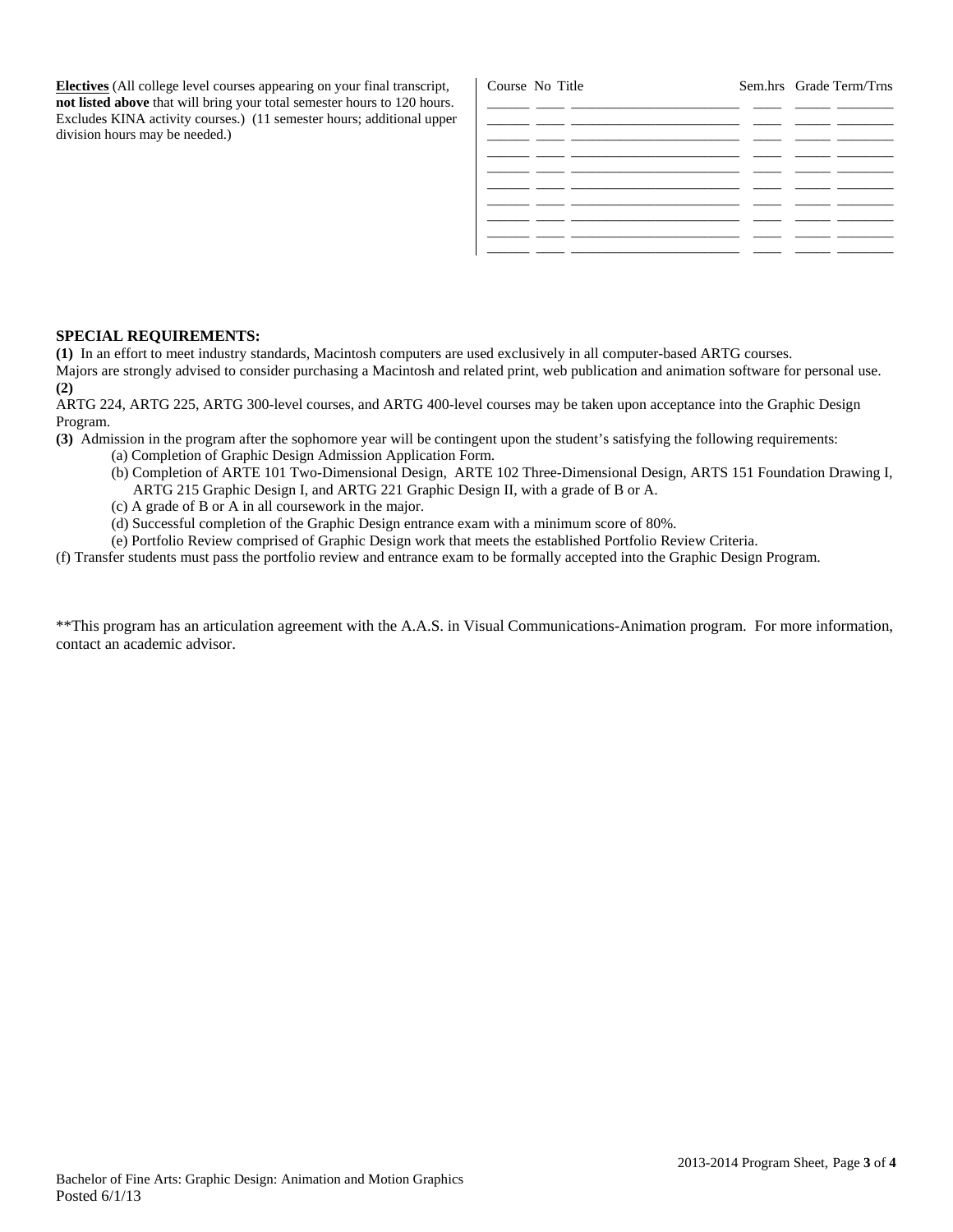**Electives** (All college level courses appearing on your final transcript, **not listed above** that will bring your total semester hours to 120 hours. Excludes KINA activity courses.) (11 semester hours; additional upper division hours may be needed.)

| Course | No | Title | Sem.hrs | Grade | Term/Trns |
|---|---|---|---|---|---|
| | | | | | |
| | | | | | |
| | | | | | |
| | | | | | |
| | | | | | |
| | | | | | |
| | | | | | |
| | | | | | |
| | | | | | |

**SPECIAL REQUIREMENTS:**

**(1)** In an effort to meet industry standards, Macintosh computers are used exclusively in all computer-based ARTG courses. Majors are strongly advised to consider purchasing a Macintosh and related print, web publication and animation software for personal use.

**(2)** ARTG 224, ARTG 225, ARTG 300-level courses, and ARTG 400-level courses may be taken upon acceptance into the Graphic Design Program.

**(3)** Admission in the program after the sophomore year will be contingent upon the student's satisfying the following requirements:

- (a) Completion of Graphic Design Admission Application Form.
- (b) Completion of ARTE 101 Two-Dimensional Design, ARTE 102 Three-Dimensional Design, ARTS 151 Foundation Drawing I, ARTG 215 Graphic Design I, and ARTG 221 Graphic Design II, with a grade of B or A.
- (c) A grade of B or A in all coursework in the major.
- (d) Successful completion of the Graphic Design entrance exam with a minimum score of 80%.
- (e) Portfolio Review comprised of Graphic Design work that meets the established Portfolio Review Criteria.

(f) Transfer students must pass the portfolio review and entrance exam to be formally accepted into the Graphic Design Program.

**This program has an articulation agreement with the A.A.S. in Visual Communications-Animation program. For more information, contact an academic advisor.

Bachelor of Fine Arts: Graphic Design: Animation and Motion Graphics
Posted 6/1/13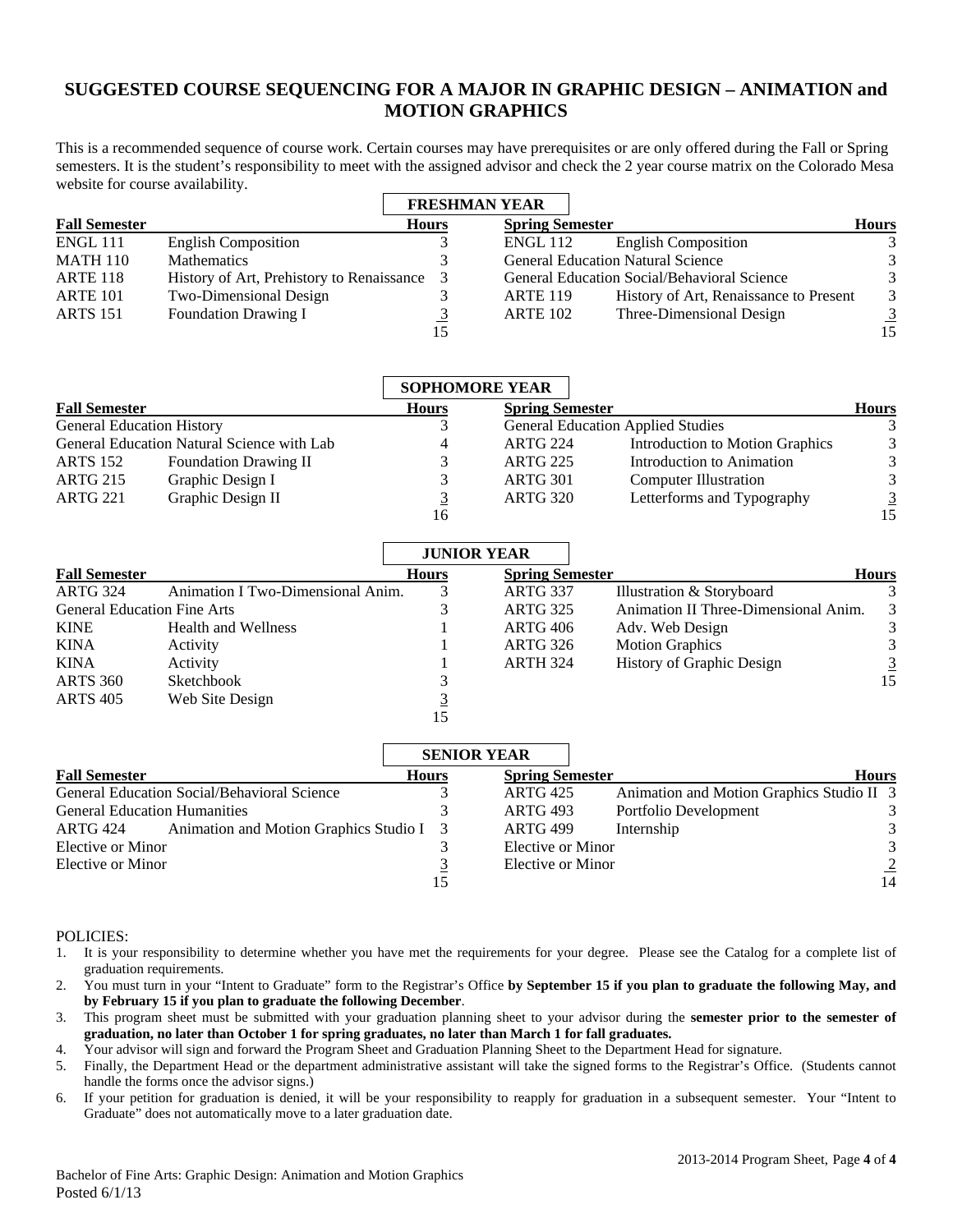## SUGGESTED COURSE SEQUENCING FOR A MAJOR IN GRAPHIC DESIGN – ANIMATION and MOTION GRAPHICS

This is a recommended sequence of course work. Certain courses may have prerequisites or are only offered during the Fall or Spring semesters. It is the student's responsibility to meet with the assigned advisor and check the 2 year course matrix on the Colorado Mesa website for course availability.

### FRESHMAN YEAR

| Fall Semester | | Hours | Spring Semester | | Hours |
|---|---|---|---|---|---|
| ENGL 111 | English Composition | 3 | ENGL 112 | English Composition | 3 |
| MATH 110 | Mathematics | 3 | General Education Natural Science | | 3 |
| ARTE 118 | History of Art, Prehistory to Renaissance | 3 | General Education Social/Behavioral Science | | 3 |
| ARTE 101 | Two-Dimensional Design | 3 | ARTE 119 | History of Art, Renaissance to Present | 3 |
| ARTS 151 | Foundation Drawing I | 3 | ARTE 102 | Three-Dimensional Design | 3 |
| | | 15 | | | 15 |

### SOPHOMORE YEAR

| Fall Semester | | Hours | Spring Semester | | Hours |
|---|---|---|---|---|---|
| General Education History | | 3 | General Education Applied Studies | | 3 |
| General Education Natural Science with Lab | | 4 | ARTG 224 | Introduction to Motion Graphics | 3 |
| ARTS 152 | Foundation Drawing II | 3 | ARTG 225 | Introduction to Animation | 3 |
| ARTG 215 | Graphic Design I | 3 | ARTG 301 | Computer Illustration | 3 |
| ARTG 221 | Graphic Design II | 3 | ARTG 320 | Letterforms and Typography | 3 |
| | | 16 | | | 15 |

### JUNIOR YEAR

| Fall Semester | | Hours | Spring Semester | | Hours |
|---|---|---|---|---|---|
| ARTG 324 | Animation I Two-Dimensional Anim. | 3 | ARTG 337 | Illustration & Storyboard | 3 |
| General Education Fine Arts | | 3 | ARTG 325 | Animation II Three-Dimensional Anim. | 3 |
| KINE | Health and Wellness | 1 | ARTG 406 | Adv. Web Design | 3 |
| KINA | Activity | 1 | ARTG 326 | Motion Graphics | 3 |
| KINA | Activity | 1 | ARTH 324 | History of Graphic Design | 3 |
| ARTS 360 | Sketchbook | 3 | | | 15 |
| ARTS 405 | Web Site Design | 3 | | | |
| | | 15 | | | |

### SENIOR YEAR

| Fall Semester | | Hours | Spring Semester | | Hours |
|---|---|---|---|---|---|
| General Education Social/Behavioral Science | | 3 | ARTG 425 | Animation and Motion Graphics Studio II | 3 |
| General Education Humanities | | 3 | ARTG 493 | Portfolio Development | 3 |
| ARTG 424 | Animation and Motion Graphics Studio I | 3 | ARTG 499 | Internship | 3 |
| Elective or Minor | | 3 | Elective or Minor | | 3 |
| Elective or Minor | | 3 | Elective or Minor | | 2 |
| | | 15 | | | 14 |

POLICIES:

1. It is your responsibility to determine whether you have met the requirements for your degree. Please see the Catalog for a complete list of graduation requirements.
2. You must turn in your "Intent to Graduate" form to the Registrar's Office **by September 15 if you plan to graduate the following May, and by February 15 if you plan to graduate the following December**.
3. This program sheet must be submitted with your graduation planning sheet to your advisor during the **semester prior to the semester of graduation, no later than October 1 for spring graduates, no later than March 1 for fall graduates.**
4. Your advisor will sign and forward the Program Sheet and Graduation Planning Sheet to the Department Head for signature.
5. Finally, the Department Head or the department administrative assistant will take the signed forms to the Registrar's Office. (Students cannot handle the forms once the advisor signs.)
6. If your petition for graduation is denied, it will be your responsibility to reapply for graduation in a subsequent semester. Your "Intent to Graduate" does not automatically move to a later graduation date.

Bachelor of Fine Arts: Graphic Design: Animation and Motion Graphics
Posted 6/1/13